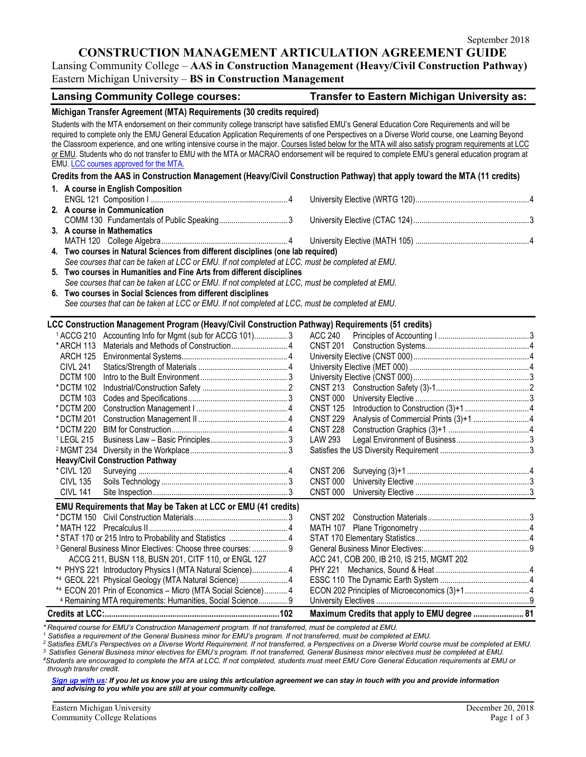September 2018

# CONSTRUCTION MANAGEMENT ARTICULATION AGREEMENT GUIDE

Lansing Community College – **AAS in Construction Management (Heavy/Civil Construction Pathway)**
Eastern Michigan University – **BS in Construction Management**

| Lansing Community College courses: | Transfer to Eastern Michigan University as: |
|---|---|

## Michigan Transfer Agreement (MTA) Requirements (30 credits required)

Students with the MTA endorsement on their community college transcript have satisfied EMU's General Education Core Requirements and will be required to complete only the EMU General Education Application Requirements of one Perspectives on a Diverse World course, one Learning Beyond the Classroom experience, and one writing intensive course in the major. Courses listed below for the MTA will also satisfy program requirements at LCC or EMU. Students who do not transfer to EMU with the MTA or MACRAO endorsement will be required to complete EMU's general education program at EMU. LCC courses approved for the MTA.

**Credits from the AAS in Construction Management (Heavy/Civil Construction Pathway) that apply toward the MTA (11 credits)**

1. **A course in English Composition**

| LCC | EMU |
|---|---|
| ENGL 121 Composition I ... 4 | University Elective (WRTG 120) ... 4 |

2. **A course in Communication**

| LCC | EMU |
|---|---|
| COMM 130 Fundamentals of Public Speaking ... 3 | University Elective (CTAC 124) ... 3 |

3. **A course in Mathematics**

| LCC | EMU |
|---|---|
| MATH 120 College Algebra ... 4 | University Elective (MATH 105) ... 4 |

4. **Two courses in Natural Sciences from different disciplines (one lab required)**
   *See courses that can be taken at LCC or EMU. If not completed at LCC, must be completed at EMU.*
5. **Two courses in Humanities and Fine Arts from different disciplines**
   *See courses that can be taken at LCC or EMU. If not completed at LCC, must be completed at EMU.*
6. **Two courses in Social Sciences from different disciplines**
   *See courses that can be taken at LCC or EMU. If not completed at LCC, must be completed at EMU.*

## LCC Construction Management Program (Heavy/Civil Construction Pathway) Requirements (51 credits)

| LCC Course | Title | Credits | EMU Course | Title | Credits |
|---|---|---|---|---|---|
| [1] ACCG 210 | Accounting Info for Mgmt (sub for ACCG 101) | 3 | ACC 240 | Principles of Accounting I | 3 |
| * ARCH 113 | Materials and Methods of Construction | 4 | CNST 201 | Construction Systems | 4 |
| ARCH 125 | Environmental Systems | 4 | | University Elective (CNST 000) | 4 |
| CIVL 241 | Statics/Strength of Materials | 4 | | University Elective (MET 000) | 4 |
| DCTM 100 | Intro to the Built Environment | 3 | | University Elective (CNST 000) | 3 |
| * DCTM 102 | Industrial/Construction Safety | 2 | CNST 213 | Construction Safety (3)-1 | 2 |
| DCTM 103 | Codes and Specifications | 3 | CNST 000 | University Elective | 3 |
| * DCTM 200 | Construction Management I | 4 | CNST 125 | Introduction to Construction (3)+1 | 4 |
| * DCTM 201 | Construction Management II | 4 | CNST 229 | Analysis of Commercial Prints (3)+1 | 4 |
| * DCTM 220 | BIM for Construction | 4 | CNST 228 | Construction Graphics (3)+1 | 4 |
| [1] LEGL 215 | Business Law – Basic Principles | 3 | LAW 293 | Legal Environment of Business | 3 |
| [2] MGMT 234 | Diversity in the Workplace | 3 | | Satisfies the US Diversity Requirement | 3 |
| **Heavy/Civil Construction Pathway** | | | | | |
| * CIVL 120 | Surveying | 4 | CNST 206 | Surveying (3)+1 | 4 |
| CIVL 135 | Soils Technology | 3 | CNST 000 | University Elective | 3 |
| CIVL 141 | Site Inspection | 3 | CNST 000 | University Elective | 3 |

## EMU Requirements that May be Taken at LCC or EMU (41 credits)

| LCC Course | Credits | EMU Course | Credits |
|---|---|---|---|
| * DCTM 150 Civil Construction Materials | 3 | CNST 202 Construction Materials | 3 |
| * MATH 122 Precalculus II | 4 | MATH 107 Plane Trigonometry | 4 |
| * STAT 170 or 215 Intro to Probability and Statistics | 4 | STAT 170 Elementary Statistics | 4 |
| [3] General Business Minor Electives: Choose three courses: ACCG 211, BUSN 118, BUSN 201, CITF 110, or ENGL 127 | 9 | General Business Minor Electives: ACC 241, COB 200, IB 210, IS 215, MGMT 202 | 9 |
| *[4] PHYS 221 Introductory Physics I (MTA Natural Science) | 4 | PHY 221 Mechanics, Sound & Heat | 4 |
| *[4] GEOL 221 Physical Geology (MTA Natural Science) | 4 | ESSC 110 The Dynamic Earth System | 4 |
| *[4] ECON 201 Prin of Economics – Micro (MTA Social Science) | 4 | ECON 202 Principles of Microeconomics (3)+1 | 4 |
| [4] Remaining MTA requirements: Humanities, Social Science | 9 | University Electives | 9 |
| **Credits at LCC:** | **102** | **Maximum Credits that apply to EMU degree** | **81** |

*\* Required course for EMU's Construction Management program. If not transferred, must be completed at EMU.*
*[1] Satisfies a requirement of the General Business minor for EMU's program. If not transferred, must be completed at EMU.*
*[2] Satisfies EMU's Perspectives on a Diverse World Requirement. If not transferred, a Perspectives on a Diverse World course must be completed at EMU.*
*[3] Satisfies General Business minor electives for EMU's program. If not transferred, General Business minor electives must be completed at EMU.*
*[4] Students are encouraged to complete the MTA at LCC. If not completed, students must meet EMU Core General Education requirements at EMU or through transfer credit.*

***Sign up with us: If you let us know you are using this articulation agreement we can stay in touch with you and provide information and advising to you while you are still at your community college.***

Eastern Michigan University
Community College Relations

December 20, 2018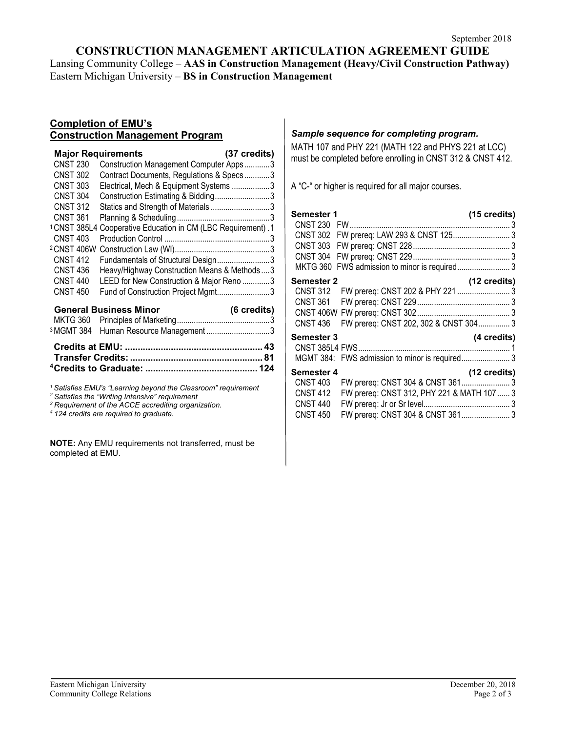September 2018

# CONSTRUCTION MANAGEMENT ARTICULATION AGREEMENT GUIDE

Lansing Community College – **AAS in Construction Management (Heavy/Civil Construction Pathway)**
Eastern Michigan University – **BS in Construction Management**

## Completion of EMU's Construction Management Program

| **Major Requirements** | | **(37 credits)** |
|---|---|---|
| CNST 230 | Construction Management Computer Apps | 3 |
| CNST 302 | Contract Documents, Regulations & Specs | 3 |
| CNST 303 | Electrical, Mech & Equipment Systems | 3 |
| CNST 304 | Construction Estimating & Bidding | 3 |
| CNST 312 | Statics and Strength of Materials | 3 |
| CNST 361 | Planning & Scheduling | 3 |
| [1] CNST 385L4 | Cooperative Education in CM (LBC Requirement) | 1 |
| CNST 403 | Production Control | 3 |
| [2] CNST 406W | Construction Law (WI) | 3 |
| CNST 412 | Fundamentals of Structural Design | 3 |
| CNST 436 | Heavy/Highway Construction Means & Methods | 3 |
| CNST 440 | LEED for New Construction & Major Reno | 3 |
| CNST 450 | Fund of Construction Project Mgmt | 3 |

| **General Business Minor** | | **(6 credits)** |
|---|---|---|
| MKTG 360 | Principles of Marketing | 3 |
| [3] MGMT 384 | Human Resource Management | 3 |

**Credits at EMU: ...................................................... 43**
**Transfer Credits: ..................................................... 81**
**[4] Credits to Graduate: ........................................... 124**

*[1] Satisfies EMU's "Learning beyond the Classroom" requirement*
*[2] Satisfies the "Writing Intensive" requirement*
*[3] Requirement of the ACCE accrediting organization.*
*[4] 124 credits are required to graduate.*

**NOTE:** Any EMU requirements not transferred, must be completed at EMU.

### *Sample sequence for completing program.*

MATH 107 and PHY 221 (MATH 122 and PHYS 221 at LCC) must be completed before enrolling in CNST 312 & CNST 412.

A "C-" or higher is required for all major courses.

| **Semester 1** | | **(15 credits)** |
|---|---|---|
| CNST 230 | FW | 3 |
| CNST 302 | FW prereq: LAW 293 & CNST 125 | 3 |
| CNST 303 | FW prereq: CNST 228 | 3 |
| CNST 304 | FW prereq: CNST 229 | 3 |
| MKTG 360 | FWS admission to minor is required | 3 |
| **Semester 2** | | **(12 credits)** |
| CNST 312 | FW prereq: CNST 202 & PHY 221 | 3 |
| CNST 361 | FW prereq: CNST 229 | 3 |
| CNST 406W | FW prereq: CNST 302 | 3 |
| CNST 436 | FW prereq: CNST 202, 302 & CNST 304 | 3 |
| **Semester 3** | | **(4 credits)** |
| CNST 385L4 | FWS | 1 |
| MGMT 384: | FWS admission to minor is required | 3 |
| **Semester 4** | | **(12 credits)** |
| CNST 403 | FW prereq: CNST 304 & CNST 361 | 3 |
| CNST 412 | FW prereq: CNST 312, PHY 221 & MATH 107 | 3 |
| CNST 440 | FW prereq: Jr or Sr level | 3 |
| CNST 450 | FW prereq: CNST 304 & CNST 361 | 3 |

Eastern Michigan University
Community College Relations

December 20, 2018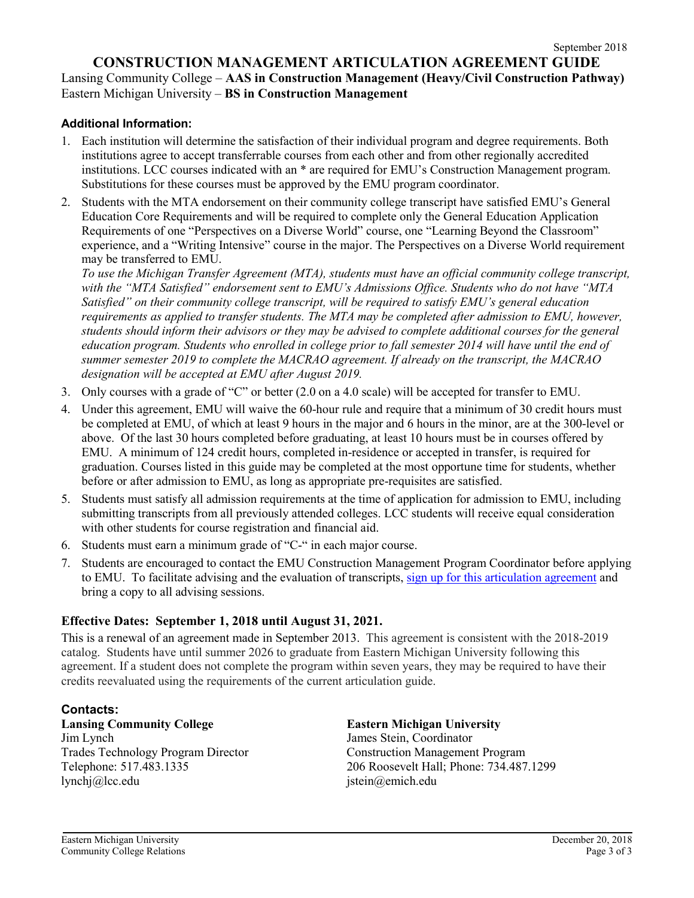September 2018

# CONSTRUCTION MANAGEMENT ARTICULATION AGREEMENT GUIDE

Lansing Community College – **AAS in Construction Management (Heavy/Civil Construction Pathway)**
Eastern Michigan University – **BS in Construction Management**

### Additional Information:

1. Each institution will determine the satisfaction of their individual program and degree requirements. Both institutions agree to accept transferrable courses from each other and from other regionally accredited institutions. LCC courses indicated with an * are required for EMU's Construction Management program. Substitutions for these courses must be approved by the EMU program coordinator.
2. Students with the MTA endorsement on their community college transcript have satisfied EMU's General Education Core Requirements and will be required to complete only the General Education Application Requirements of one "Perspectives on a Diverse World" course, one "Learning Beyond the Classroom" experience, and a "Writing Intensive" course in the major. The Perspectives on a Diverse World requirement may be transferred to EMU.
   *To use the Michigan Transfer Agreement (MTA), students must have an official community college transcript, with the "MTA Satisfied" endorsement sent to EMU's Admissions Office. Students who do not have "MTA Satisfied" on their community college transcript, will be required to satisfy EMU's general education requirements as applied to transfer students. The MTA may be completed after admission to EMU, however, students should inform their advisors or they may be advised to complete additional courses for the general education program. Students who enrolled in college prior to fall semester 2014 will have until the end of summer semester 2019 to complete the MACRAO agreement. If already on the transcript, the MACRAO designation will be accepted at EMU after August 2019.*
3. Only courses with a grade of "C" or better (2.0 on a 4.0 scale) will be accepted for transfer to EMU.
4. Under this agreement, EMU will waive the 60-hour rule and require that a minimum of 30 credit hours must be completed at EMU, of which at least 9 hours in the major and 6 hours in the minor, are at the 300-level or above. Of the last 30 hours completed before graduating, at least 10 hours must be in courses offered by EMU. A minimum of 124 credit hours, completed in-residence or accepted in transfer, is required for graduation. Courses listed in this guide may be completed at the most opportune time for students, whether before or after admission to EMU, as long as appropriate pre-requisites are satisfied.
5. Students must satisfy all admission requirements at the time of application for admission to EMU, including submitting transcripts from all previously attended colleges. LCC students will receive equal consideration with other students for course registration and financial aid.
6. Students must earn a minimum grade of "C-" in each major course.
7. Students are encouraged to contact the EMU Construction Management Program Coordinator before applying to EMU. To facilitate advising and the evaluation of transcripts, sign up for this articulation agreement and bring a copy to all advising sessions.

### Effective Dates: September 1, 2018 until August 31, 2021.

This is a renewal of an agreement made in September 2013. This agreement is consistent with the 2018-2019 catalog. Students have until summer 2026 to graduate from Eastern Michigan University following this agreement. If a student does not complete the program within seven years, they may be required to have their credits reevaluated using the requirements of the current articulation guide.

### Contacts:

**Lansing Community College**
Jim Lynch
Trades Technology Program Director
Telephone: 517.483.1335
lynchj@lcc.edu

**Eastern Michigan University**
James Stein, Coordinator
Construction Management Program
206 Roosevelt Hall; Phone: 734.487.1299
jstein@emich.edu